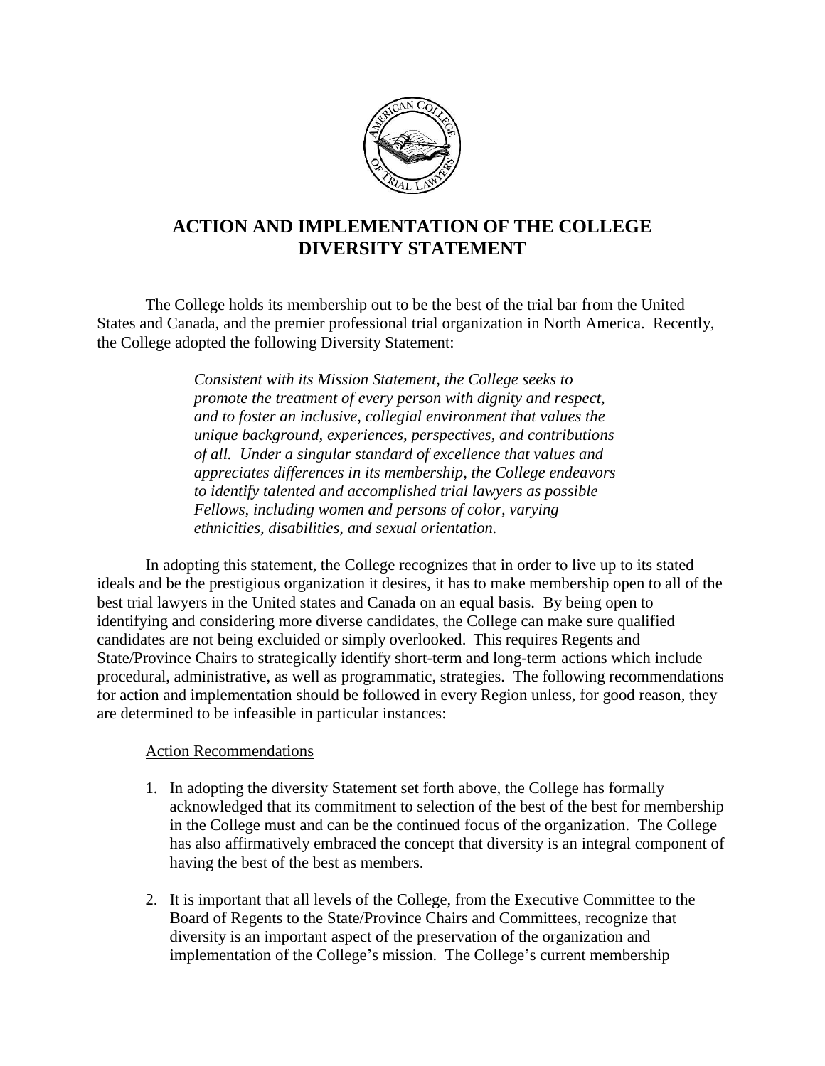# ACTION AND IMPLEMENTATION OF THE COLLEGE DIVERSITY STATEMENT

The College holds its membership out to be the best of the trial bar from the United States and Canada, and the premier professional trial organization in North America. Recently, the College adopted the following Diversity Statement:

> *Consistent with its Mission Statement, the College seeks to promote the treatment of every person with dignity and respect, and to foster an inclusive, collegial environment that values the unique background, experiences, perspectives, and contributions of all. Under a singular standard of excellence that values and appreciates differences in its membership, the College endeavors to identify talented and accomplished trial lawyers as possible Fellows, including women and persons of color, varying ethnicities, disabilities, and sexual orientation.*

In adopting this statement, the College recognizes that in order to live up to its stated ideals and be the prestigious organization it desires, it has to make membership open to all of the best trial lawyers in the United states and Canada on an equal basis. By being open to identifying and considering more diverse candidates, the College can make sure qualified candidates are not being excluided or simply overlooked. This requires Regents and State/Province Chairs to strategically identify short-term and long-term actions which include procedural, administrative, as well as programmatic, strategies. The following recommendations for action and implementation should be followed in every Region unless, for good reason, they are determined to be infeasible in particular instances:

Action Recommendations

1. In adopting the diversity Statement set forth above, the College has formally acknowledged that its commitment to selection of the best of the best for membership in the College must and can be the continued focus of the organization. The College has also affirmatively embraced the concept that diversity is an integral component of having the best of the best as members.
2. It is important that all levels of the College, from the Executive Committee to the Board of Regents to the State/Province Chairs and Committees, recognize that diversity is an important aspect of the preservation of the organization and implementation of the College's mission. The College's current membership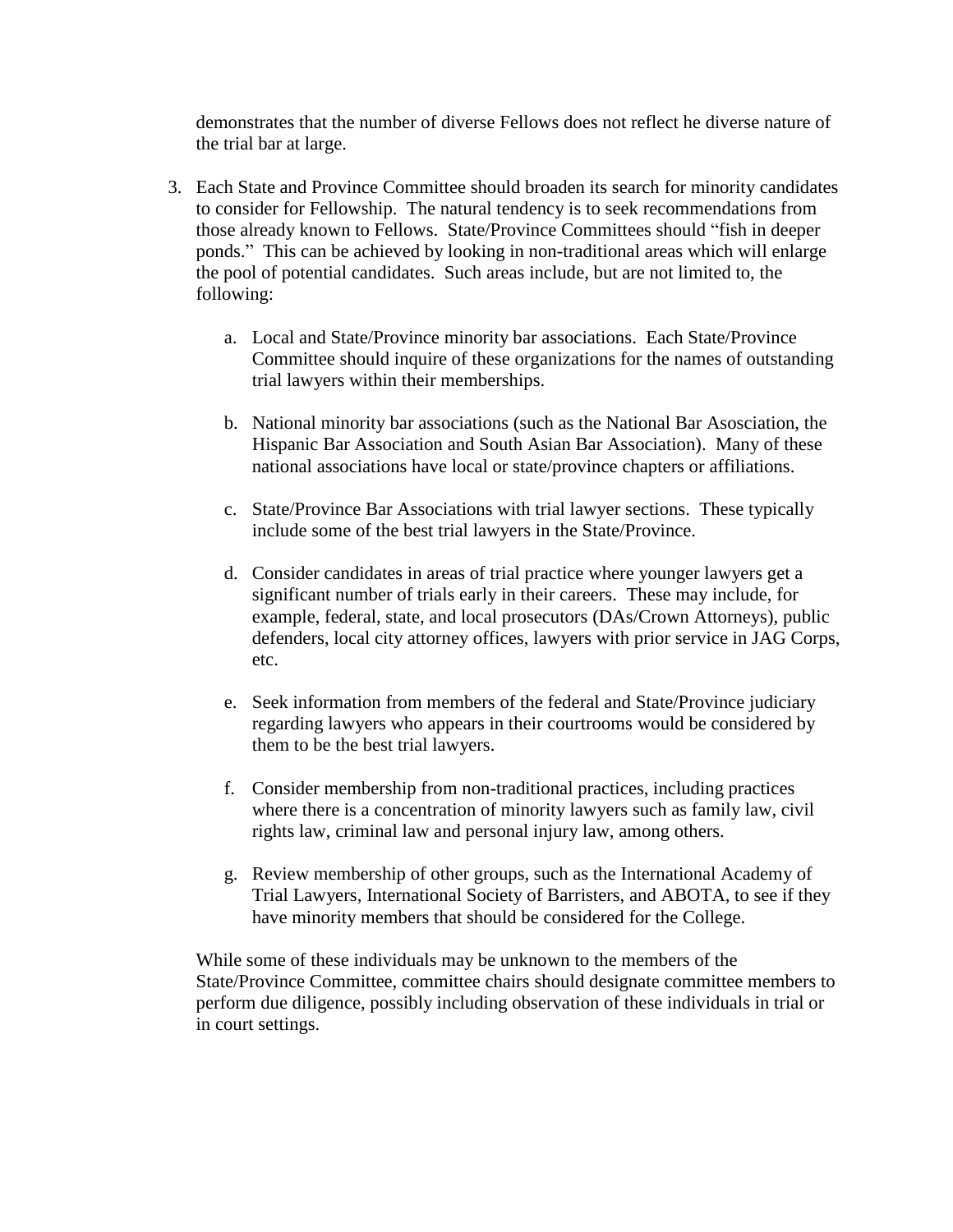demonstrates that the number of diverse Fellows does not reflect he diverse nature of the trial bar at large.

3. Each State and Province Committee should broaden its search for minority candidates to consider for Fellowship. The natural tendency is to seek recommendations from those already known to Fellows. State/Province Committees should "fish in deeper ponds." This can be achieved by looking in non-traditional areas which will enlarge the pool of potential candidates. Such areas include, but are not limited to, the following:

   a. Local and State/Province minority bar associations. Each State/Province Committee should inquire of these organizations for the names of outstanding trial lawyers within their memberships.

   b. National minority bar associations (such as the National Bar Asosciation, the Hispanic Bar Association and South Asian Bar Association). Many of these national associations have local or state/province chapters or affiliations.

   c. State/Province Bar Associations with trial lawyer sections. These typically include some of the best trial lawyers in the State/Province.

   d. Consider candidates in areas of trial practice where younger lawyers get a significant number of trials early in their careers. These may include, for example, federal, state, and local prosecutors (DAs/Crown Attorneys), public defenders, local city attorney offices, lawyers with prior service in JAG Corps, etc.

   e. Seek information from members of the federal and State/Province judiciary regarding lawyers who appears in their courtrooms would be considered by them to be the best trial lawyers.

   f. Consider membership from non-traditional practices, including practices where there is a concentration of minority lawyers such as family law, civil rights law, criminal law and personal injury law, among others.

   g. Review membership of other groups, such as the International Academy of Trial Lawyers, International Society of Barristers, and ABOTA, to see if they have minority members that should be considered for the College.

   While some of these individuals may be unknown to the members of the State/Province Committee, committee chairs should designate committee members to perform due diligence, possibly including observation of these individuals in trial or in court settings.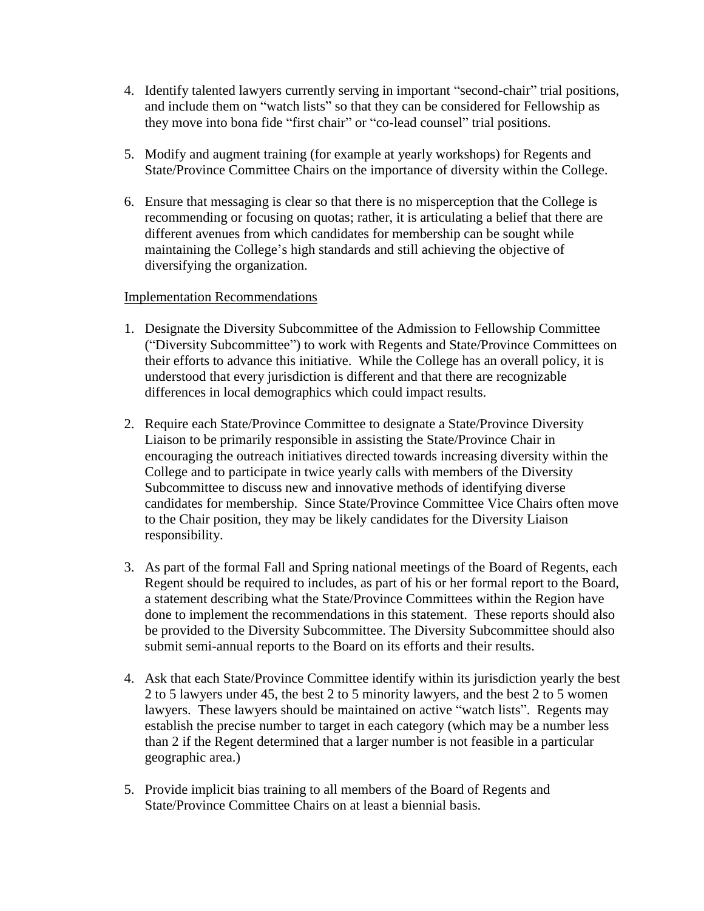4. Identify talented lawyers currently serving in important “second-chair” trial positions, and include them on “watch lists” so that they can be considered for Fellowship as they move into bona fide “first chair” or “co-lead counsel” trial positions.

5. Modify and augment training (for example at yearly workshops) for Regents and State/Province Committee Chairs on the importance of diversity within the College.

6. Ensure that messaging is clear so that there is no misperception that the College is recommending or focusing on quotas; rather, it is articulating a belief that there are different avenues from which candidates for membership can be sought while maintaining the College’s high standards and still achieving the objective of diversifying the organization.

<u>Implementation Recommendations</u>

1. Designate the Diversity Subcommittee of the Admission to Fellowship Committee (“Diversity Subcommittee”) to work with Regents and State/Province Committees on their efforts to advance this initiative. While the College has an overall policy, it is understood that every jurisdiction is different and that there are recognizable differences in local demographics which could impact results.

2. Require each State/Province Committee to designate a State/Province Diversity Liaison to be primarily responsible in assisting the State/Province Chair in encouraging the outreach initiatives directed towards increasing diversity within the College and to participate in twice yearly calls with members of the Diversity Subcommittee to discuss new and innovative methods of identifying diverse candidates for membership. Since State/Province Committee Vice Chairs often move to the Chair position, they may be likely candidates for the Diversity Liaison responsibility.

3. As part of the formal Fall and Spring national meetings of the Board of Regents, each Regent should be required to includes, as part of his or her formal report to the Board, a statement describing what the State/Province Committees within the Region have done to implement the recommendations in this statement. These reports should also be provided to the Diversity Subcommittee. The Diversity Subcommittee should also submit semi-annual reports to the Board on its efforts and their results.

4. Ask that each State/Province Committee identify within its jurisdiction yearly the best 2 to 5 lawyers under 45, the best 2 to 5 minority lawyers, and the best 2 to 5 women lawyers. These lawyers should be maintained on active “watch lists”. Regents may establish the precise number to target in each category (which may be a number less than 2 if the Regent determined that a larger number is not feasible in a particular geographic area.)

5. Provide implicit bias training to all members of the Board of Regents and State/Province Committee Chairs on at least a biennial basis.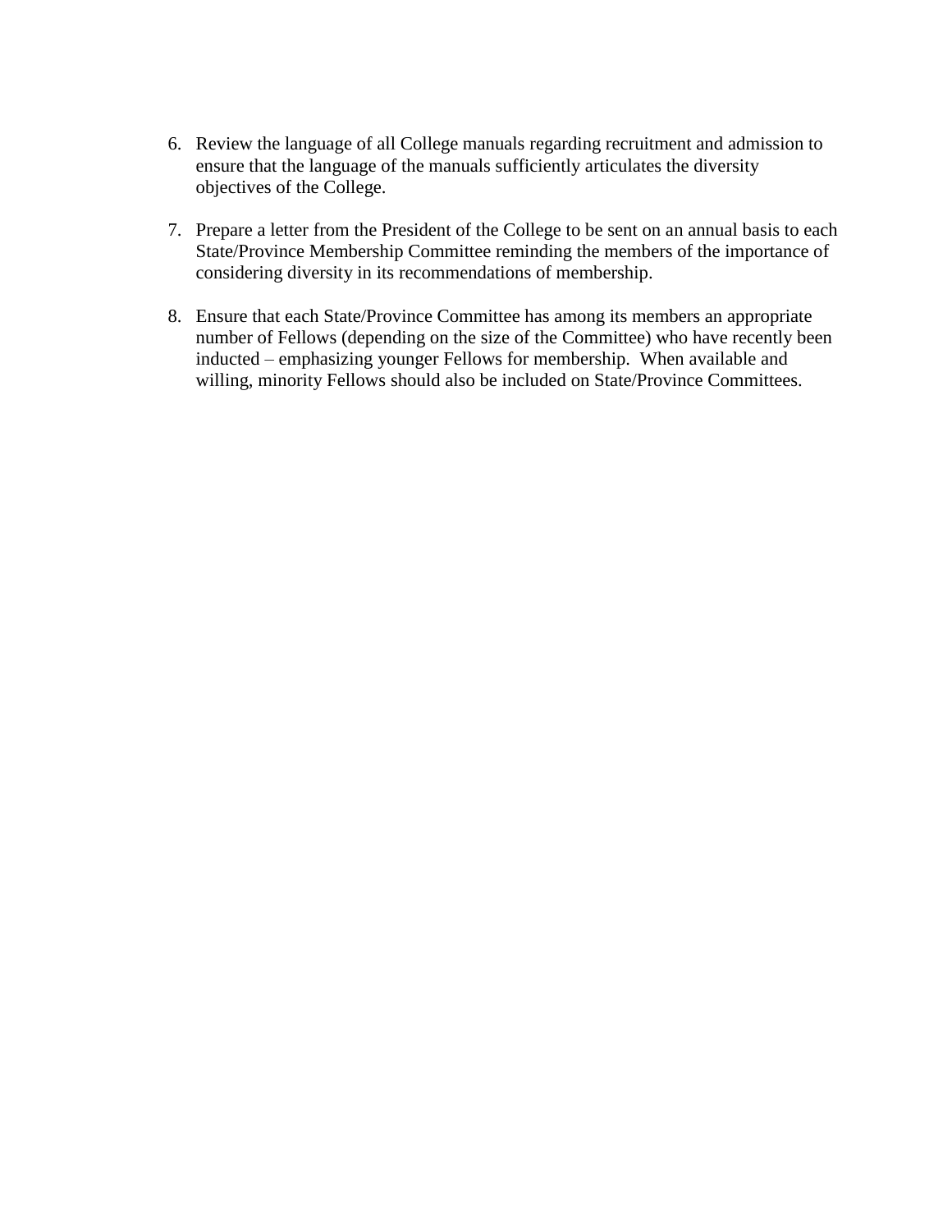6. Review the language of all College manuals regarding recruitment and admission to ensure that the language of the manuals sufficiently articulates the diversity objectives of the College.

7. Prepare a letter from the President of the College to be sent on an annual basis to each State/Province Membership Committee reminding the members of the importance of considering diversity in its recommendations of membership.

8. Ensure that each State/Province Committee has among its members an appropriate number of Fellows (depending on the size of the Committee) who have recently been inducted – emphasizing younger Fellows for membership. When available and willing, minority Fellows should also be included on State/Province Committees.